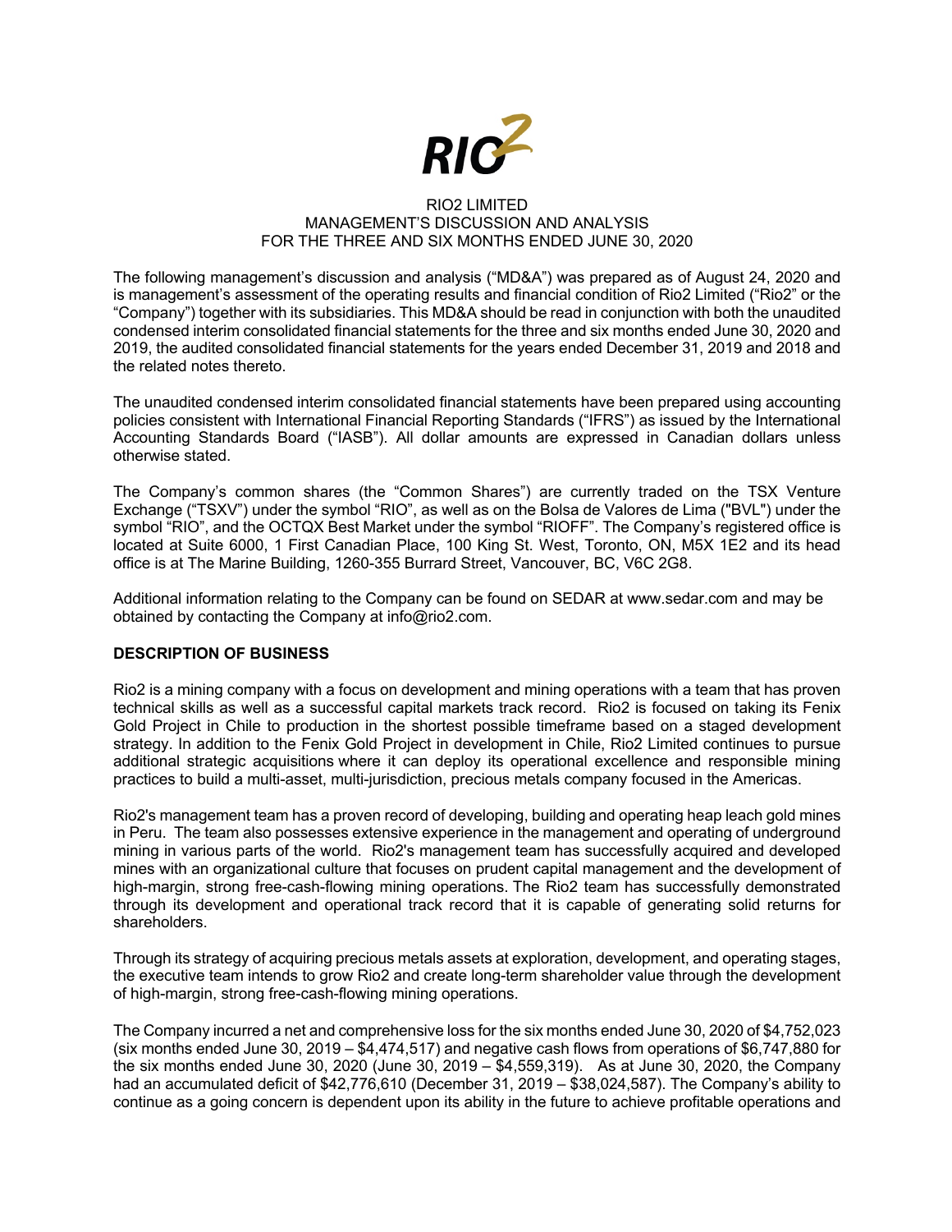RIO2 LIMITED
MANAGEMENT'S DISCUSSION AND ANALYSIS
FOR THE THREE AND SIX MONTHS ENDED JUNE 30, 2020

The following management's discussion and analysis ("MD&A") was prepared as of August 24, 2020 and is management's assessment of the operating results and financial condition of Rio2 Limited ("Rio2" or the "Company") together with its subsidiaries. This MD&A should be read in conjunction with both the unaudited condensed interim consolidated financial statements for the three and six months ended June 30, 2020 and 2019, the audited consolidated financial statements for the years ended December 31, 2019 and 2018 and the related notes thereto.

The unaudited condensed interim consolidated financial statements have been prepared using accounting policies consistent with International Financial Reporting Standards ("IFRS") as issued by the International Accounting Standards Board ("IASB"). All dollar amounts are expressed in Canadian dollars unless otherwise stated.

The Company's common shares (the "Common Shares") are currently traded on the TSX Venture Exchange ("TSXV") under the symbol "RIO", as well as on the Bolsa de Valores de Lima ("BVL") under the symbol "RIO", and the OCTQX Best Market under the symbol "RIOFF". The Company's registered office is located at Suite 6000, 1 First Canadian Place, 100 King St. West, Toronto, ON, M5X 1E2 and its head office is at The Marine Building, 1260-355 Burrard Street, Vancouver, BC, V6C 2G8.

Additional information relating to the Company can be found on SEDAR at www.sedar.com and may be obtained by contacting the Company at info@rio2.com.

## DESCRIPTION OF BUSINESS

Rio2 is a mining company with a focus on development and mining operations with a team that has proven technical skills as well as a successful capital markets track record. Rio2 is focused on taking its Fenix Gold Project in Chile to production in the shortest possible timeframe based on a staged development strategy. In addition to the Fenix Gold Project in development in Chile, Rio2 Limited continues to pursue additional strategic acquisitions where it can deploy its operational excellence and responsible mining practices to build a multi-asset, multi-jurisdiction, precious metals company focused in the Americas.

Rio2's management team has a proven record of developing, building and operating heap leach gold mines in Peru. The team also possesses extensive experience in the management and operating of underground mining in various parts of the world. Rio2's management team has successfully acquired and developed mines with an organizational culture that focuses on prudent capital management and the development of high-margin, strong free-cash-flowing mining operations. The Rio2 team has successfully demonstrated through its development and operational track record that it is capable of generating solid returns for shareholders.

Through its strategy of acquiring precious metals assets at exploration, development, and operating stages, the executive team intends to grow Rio2 and create long-term shareholder value through the development of high-margin, strong free-cash-flowing mining operations.

The Company incurred a net and comprehensive loss for the six months ended June 30, 2020 of $4,752,023 (six months ended June 30, 2019 – $4,474,517) and negative cash flows from operations of $6,747,880 for the six months ended June 30, 2020 (June 30, 2019 – $4,559,319). As at June 30, 2020, the Company had an accumulated deficit of $42,776,610 (December 31, 2019 – $38,024,587). The Company's ability to continue as a going concern is dependent upon its ability in the future to achieve profitable operations and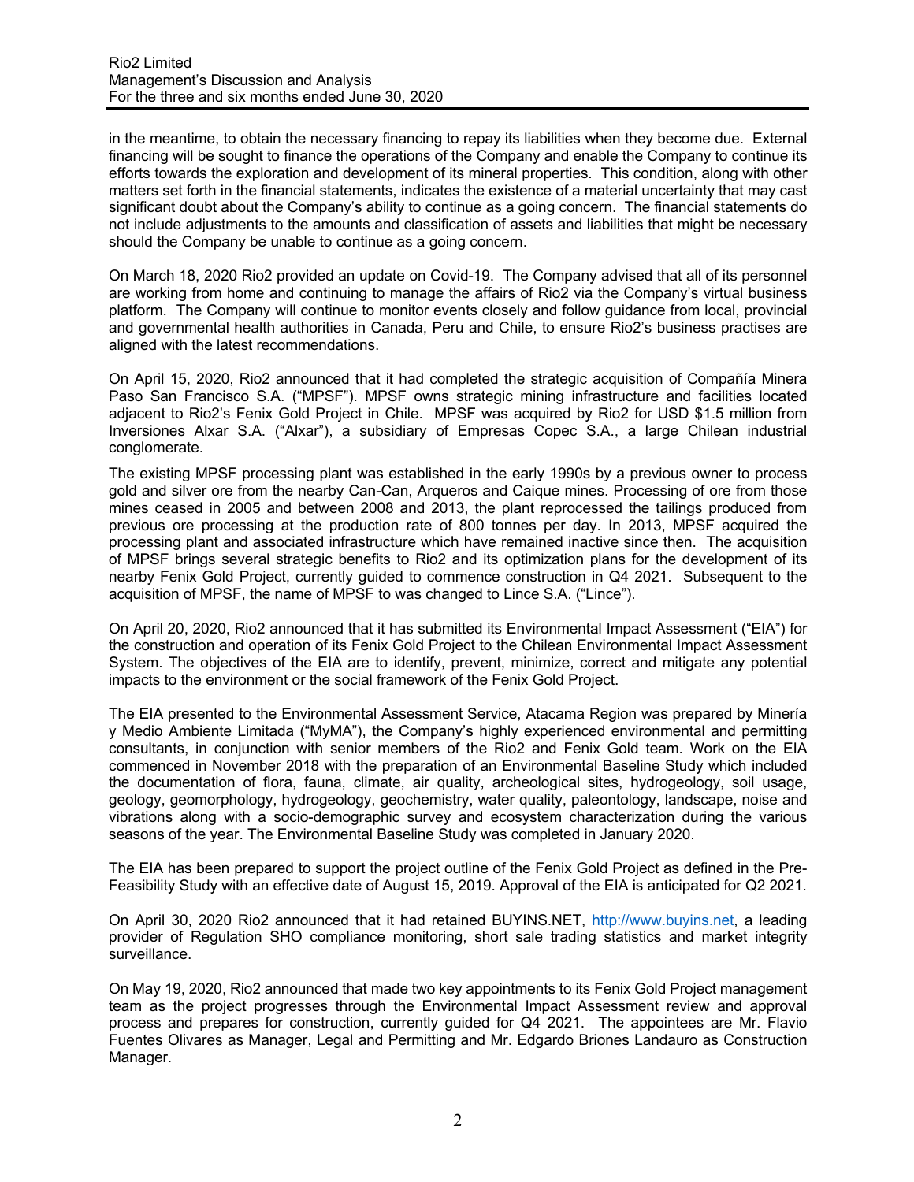in the meantime, to obtain the necessary financing to repay its liabilities when they become due. External financing will be sought to finance the operations of the Company and enable the Company to continue its efforts towards the exploration and development of its mineral properties. This condition, along with other matters set forth in the financial statements, indicates the existence of a material uncertainty that may cast significant doubt about the Company's ability to continue as a going concern. The financial statements do not include adjustments to the amounts and classification of assets and liabilities that might be necessary should the Company be unable to continue as a going concern.

On March 18, 2020 Rio2 provided an update on Covid-19. The Company advised that all of its personnel are working from home and continuing to manage the affairs of Rio2 via the Company's virtual business platform. The Company will continue to monitor events closely and follow guidance from local, provincial and governmental health authorities in Canada, Peru and Chile, to ensure Rio2's business practises are aligned with the latest recommendations.

On April 15, 2020, Rio2 announced that it had completed the strategic acquisition of Compañía Minera Paso San Francisco S.A. ("MPSF"). MPSF owns strategic mining infrastructure and facilities located adjacent to Rio2's Fenix Gold Project in Chile. MPSF was acquired by Rio2 for USD $1.5 million from Inversiones Alxar S.A. ("Alxar"), a subsidiary of Empresas Copec S.A., a large Chilean industrial conglomerate.

The existing MPSF processing plant was established in the early 1990s by a previous owner to process gold and silver ore from the nearby Can-Can, Arqueros and Caique mines. Processing of ore from those mines ceased in 2005 and between 2008 and 2013, the plant reprocessed the tailings produced from previous ore processing at the production rate of 800 tonnes per day. In 2013, MPSF acquired the processing plant and associated infrastructure which have remained inactive since then. The acquisition of MPSF brings several strategic benefits to Rio2 and its optimization plans for the development of its nearby Fenix Gold Project, currently guided to commence construction in Q4 2021. Subsequent to the acquisition of MPSF, the name of MPSF to was changed to Lince S.A. ("Lince").

On April 20, 2020, Rio2 announced that it has submitted its Environmental Impact Assessment ("EIA") for the construction and operation of its Fenix Gold Project to the Chilean Environmental Impact Assessment System. The objectives of the EIA are to identify, prevent, minimize, correct and mitigate any potential impacts to the environment or the social framework of the Fenix Gold Project.

The EIA presented to the Environmental Assessment Service, Atacama Region was prepared by Minería y Medio Ambiente Limitada ("MyMA"), the Company's highly experienced environmental and permitting consultants, in conjunction with senior members of the Rio2 and Fenix Gold team. Work on the EIA commenced in November 2018 with the preparation of an Environmental Baseline Study which included the documentation of flora, fauna, climate, air quality, archeological sites, hydrogeology, soil usage, geology, geomorphology, hydrogeology, geochemistry, water quality, paleontology, landscape, noise and vibrations along with a socio-demographic survey and ecosystem characterization during the various seasons of the year. The Environmental Baseline Study was completed in January 2020.

The EIA has been prepared to support the project outline of the Fenix Gold Project as defined in the Pre-Feasibility Study with an effective date of August 15, 2019. Approval of the EIA is anticipated for Q2 2021.

On April 30, 2020 Rio2 announced that it had retained BUYINS.NET, http://www.buyins.net, a leading provider of Regulation SHO compliance monitoring, short sale trading statistics and market integrity surveillance.

On May 19, 2020, Rio2 announced that made two key appointments to its Fenix Gold Project management team as the project progresses through the Environmental Impact Assessment review and approval process and prepares for construction, currently guided for Q4 2021. The appointees are Mr. Flavio Fuentes Olivares as Manager, Legal and Permitting and Mr. Edgardo Briones Landauro as Construction Manager.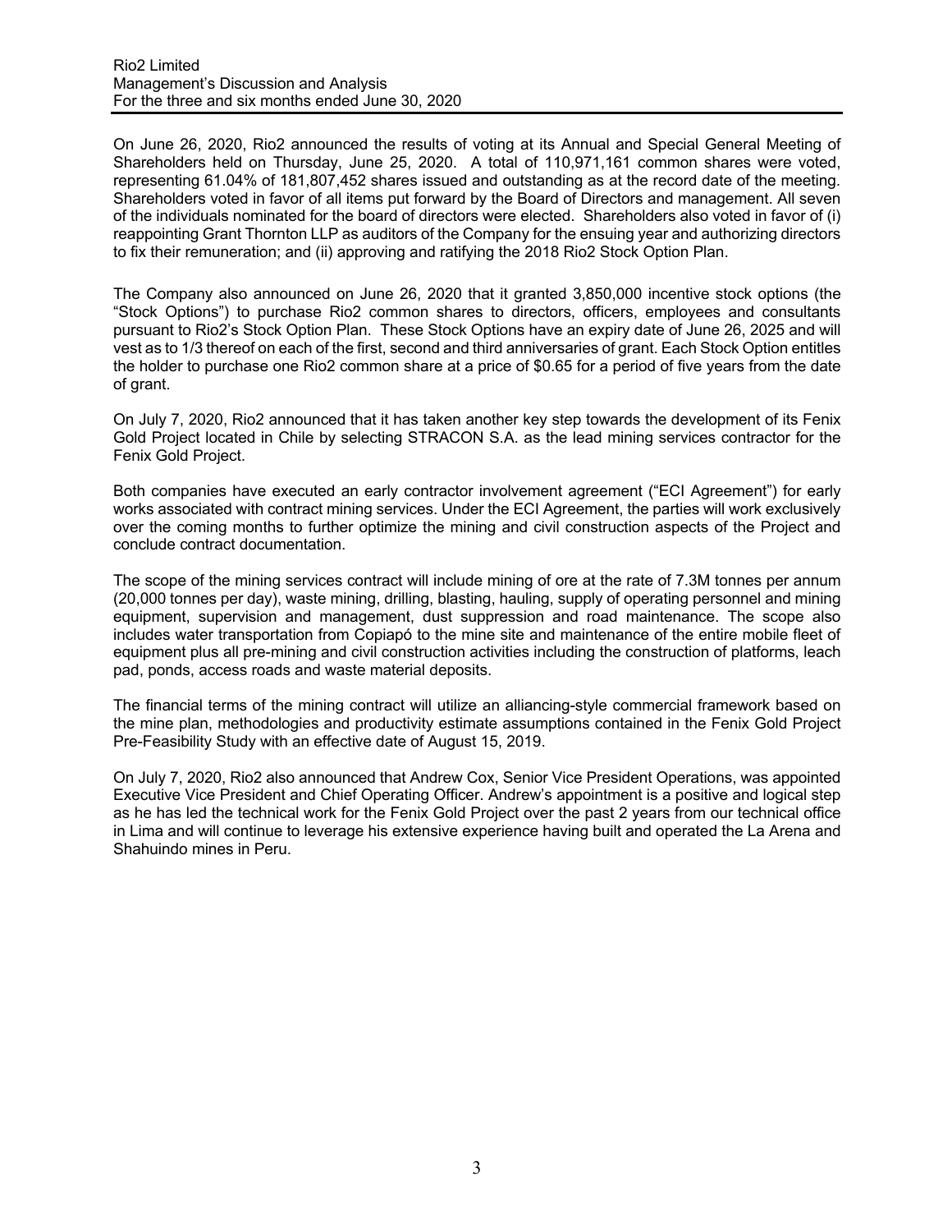On June 26, 2020, Rio2 announced the results of voting at its Annual and Special General Meeting of Shareholders held on Thursday, June 25, 2020. A total of 110,971,161 common shares were voted, representing 61.04% of 181,807,452 shares issued and outstanding as at the record date of the meeting. Shareholders voted in favor of all items put forward by the Board of Directors and management. All seven of the individuals nominated for the board of directors were elected. Shareholders also voted in favor of (i) reappointing Grant Thornton LLP as auditors of the Company for the ensuing year and authorizing directors to fix their remuneration; and (ii) approving and ratifying the 2018 Rio2 Stock Option Plan.

The Company also announced on June 26, 2020 that it granted 3,850,000 incentive stock options (the "Stock Options") to purchase Rio2 common shares to directors, officers, employees and consultants pursuant to Rio2's Stock Option Plan. These Stock Options have an expiry date of June 26, 2025 and will vest as to 1/3 thereof on each of the first, second and third anniversaries of grant. Each Stock Option entitles the holder to purchase one Rio2 common share at a price of $0.65 for a period of five years from the date of grant.

On July 7, 2020, Rio2 announced that it has taken another key step towards the development of its Fenix Gold Project located in Chile by selecting STRACON S.A. as the lead mining services contractor for the Fenix Gold Project.

Both companies have executed an early contractor involvement agreement ("ECI Agreement") for early works associated with contract mining services. Under the ECI Agreement, the parties will work exclusively over the coming months to further optimize the mining and civil construction aspects of the Project and conclude contract documentation.

The scope of the mining services contract will include mining of ore at the rate of 7.3M tonnes per annum (20,000 tonnes per day), waste mining, drilling, blasting, hauling, supply of operating personnel and mining equipment, supervision and management, dust suppression and road maintenance. The scope also includes water transportation from Copiapó to the mine site and maintenance of the entire mobile fleet of equipment plus all pre-mining and civil construction activities including the construction of platforms, leach pad, ponds, access roads and waste material deposits.

The financial terms of the mining contract will utilize an alliancing-style commercial framework based on the mine plan, methodologies and productivity estimate assumptions contained in the Fenix Gold Project Pre-Feasibility Study with an effective date of August 15, 2019.

On July 7, 2020, Rio2 also announced that Andrew Cox, Senior Vice President Operations, was appointed Executive Vice President and Chief Operating Officer. Andrew's appointment is a positive and logical step as he has led the technical work for the Fenix Gold Project over the past 2 years from our technical office in Lima and will continue to leverage his extensive experience having built and operated the La Arena and Shahuindo mines in Peru.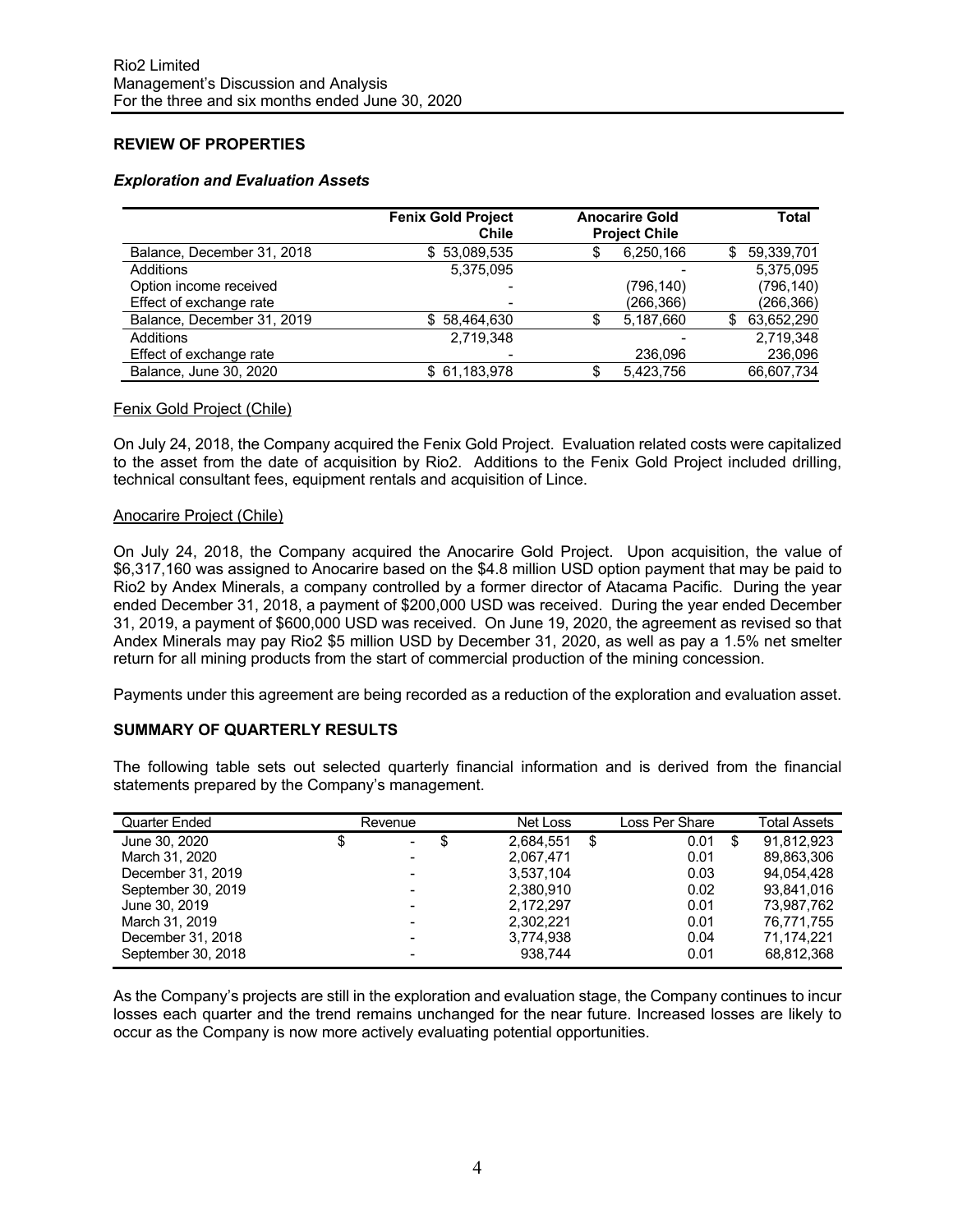## REVIEW OF PROPERTIES

### *Exploration and Evaluation Assets*

| | Fenix Gold Project Chile | Anocarire Gold Project Chile | Total |
|---|---|---|---|
| Balance, December 31, 2018 | $ 53,089,535 | $ 6,250,166 | $ 59,339,701 |
| Additions | 5,375,095 | - | 5,375,095 |
| Option income received | - | (796,140) | (796,140) |
| Effect of exchange rate | - | (266,366) | (266,366) |
| Balance, December 31, 2019 | $ 58,464,630 | $ 5,187,660 | $ 63,652,290 |
| Additions | 2,719,348 | - | 2,719,348 |
| Effect of exchange rate | - | 236,096 | 236,096 |
| Balance, June 30, 2020 | $ 61,183,978 | $ 5,423,756 | 66,607,734 |

Fenix Gold Project (Chile)

On July 24, 2018, the Company acquired the Fenix Gold Project. Evaluation related costs were capitalized to the asset from the date of acquisition by Rio2. Additions to the Fenix Gold Project included drilling, technical consultant fees, equipment rentals and acquisition of Lince.

Anocarire Project (Chile)

On July 24, 2018, the Company acquired the Anocarire Gold Project. Upon acquisition, the value of \$6,317,160 was assigned to Anocarire based on the \$4.8 million USD option payment that may be paid to Rio2 by Andex Minerals, a company controlled by a former director of Atacama Pacific. During the year ended December 31, 2018, a payment of \$200,000 USD was received. During the year ended December 31, 2019, a payment of \$600,000 USD was received. On June 19, 2020, the agreement as revised so that Andex Minerals may pay Rio2 \$5 million USD by December 31, 2020, as well as pay a 1.5% net smelter return for all mining products from the start of commercial production of the mining concession.

Payments under this agreement are being recorded as a reduction of the exploration and evaluation asset.

## SUMMARY OF QUARTERLY RESULTS

The following table sets out selected quarterly financial information and is derived from the financial statements prepared by the Company's management.

| Quarter Ended | Revenue | Net Loss | Loss Per Share | Total Assets |
|---|---|---|---|---|
| June 30, 2020 | $ - | $ 2,684,551 | $ 0.01 | $ 91,812,923 |
| March 31, 2020 | - | 2,067,471 | 0.01 | 89,863,306 |
| December 31, 2019 | - | 3,537,104 | 0.03 | 94,054,428 |
| September 30, 2019 | - | 2,380,910 | 0.02 | 93,841,016 |
| June 30, 2019 | - | 2,172,297 | 0.01 | 73,987,762 |
| March 31, 2019 | - | 2,302,221 | 0.01 | 76,771,755 |
| December 31, 2018 | - | 3,774,938 | 0.04 | 71,174,221 |
| September 30, 2018 | - | 938,744 | 0.01 | 68,812,368 |

As the Company's projects are still in the exploration and evaluation stage, the Company continues to incur losses each quarter and the trend remains unchanged for the near future. Increased losses are likely to occur as the Company is now more actively evaluating potential opportunities.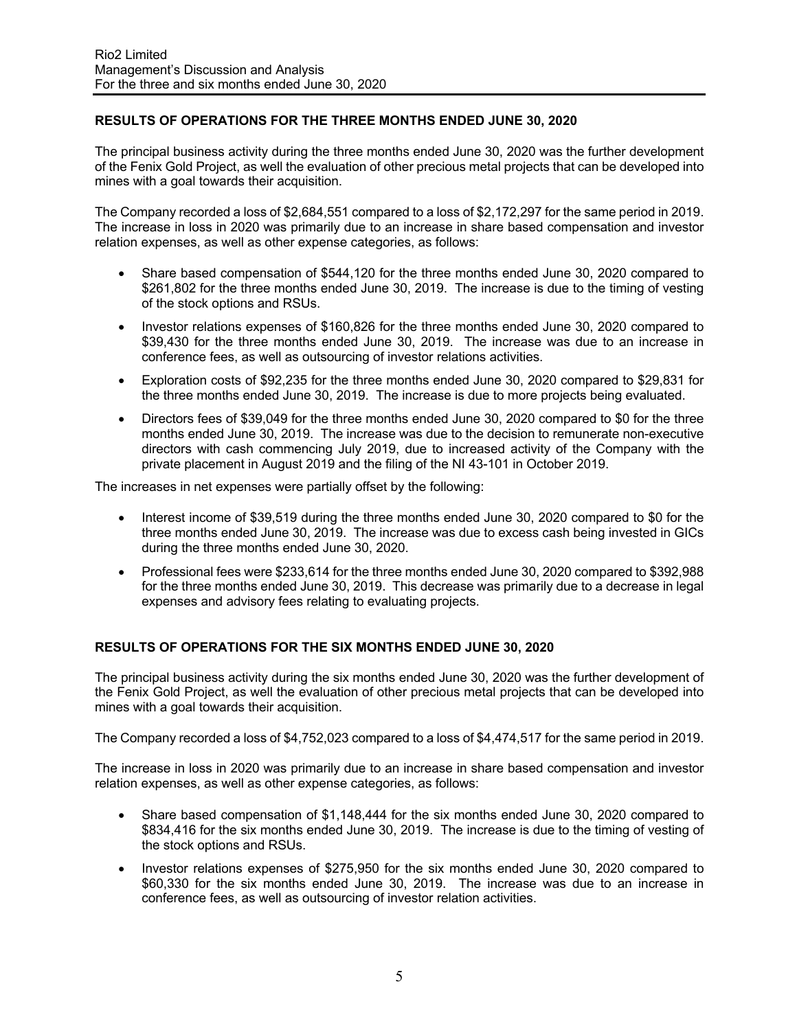## RESULTS OF OPERATIONS FOR THE THREE MONTHS ENDED JUNE 30, 2020

The principal business activity during the three months ended June 30, 2020 was the further development of the Fenix Gold Project, as well the evaluation of other precious metal projects that can be developed into mines with a goal towards their acquisition.

The Company recorded a loss of $2,684,551 compared to a loss of $2,172,297 for the same period in 2019. The increase in loss in 2020 was primarily due to an increase in share based compensation and investor relation expenses, as well as other expense categories, as follows:

- Share based compensation of $544,120 for the three months ended June 30, 2020 compared to $261,802 for the three months ended June 30, 2019. The increase is due to the timing of vesting of the stock options and RSUs.
- Investor relations expenses of $160,826 for the three months ended June 30, 2020 compared to $39,430 for the three months ended June 30, 2019. The increase was due to an increase in conference fees, as well as outsourcing of investor relations activities.
- Exploration costs of $92,235 for the three months ended June 30, 2020 compared to $29,831 for the three months ended June 30, 2019. The increase is due to more projects being evaluated.
- Directors fees of $39,049 for the three months ended June 30, 2020 compared to $0 for the three months ended June 30, 2019. The increase was due to the decision to remunerate non-executive directors with cash commencing July 2019, due to increased activity of the Company with the private placement in August 2019 and the filing of the NI 43-101 in October 2019.

The increases in net expenses were partially offset by the following:

- Interest income of $39,519 during the three months ended June 30, 2020 compared to $0 for the three months ended June 30, 2019. The increase was due to excess cash being invested in GICs during the three months ended June 30, 2020.
- Professional fees were $233,614 for the three months ended June 30, 2020 compared to $392,988 for the three months ended June 30, 2019. This decrease was primarily due to a decrease in legal expenses and advisory fees relating to evaluating projects.

## RESULTS OF OPERATIONS FOR THE SIX MONTHS ENDED JUNE 30, 2020

The principal business activity during the six months ended June 30, 2020 was the further development of the Fenix Gold Project, as well the evaluation of other precious metal projects that can be developed into mines with a goal towards their acquisition.

The Company recorded a loss of $4,752,023 compared to a loss of $4,474,517 for the same period in 2019.

The increase in loss in 2020 was primarily due to an increase in share based compensation and investor relation expenses, as well as other expense categories, as follows:

- Share based compensation of $1,148,444 for the six months ended June 30, 2020 compared to $834,416 for the six months ended June 30, 2019. The increase is due to the timing of vesting of the stock options and RSUs.
- Investor relations expenses of $275,950 for the six months ended June 30, 2020 compared to $60,330 for the six months ended June 30, 2019. The increase was due to an increase in conference fees, as well as outsourcing of investor relation activities.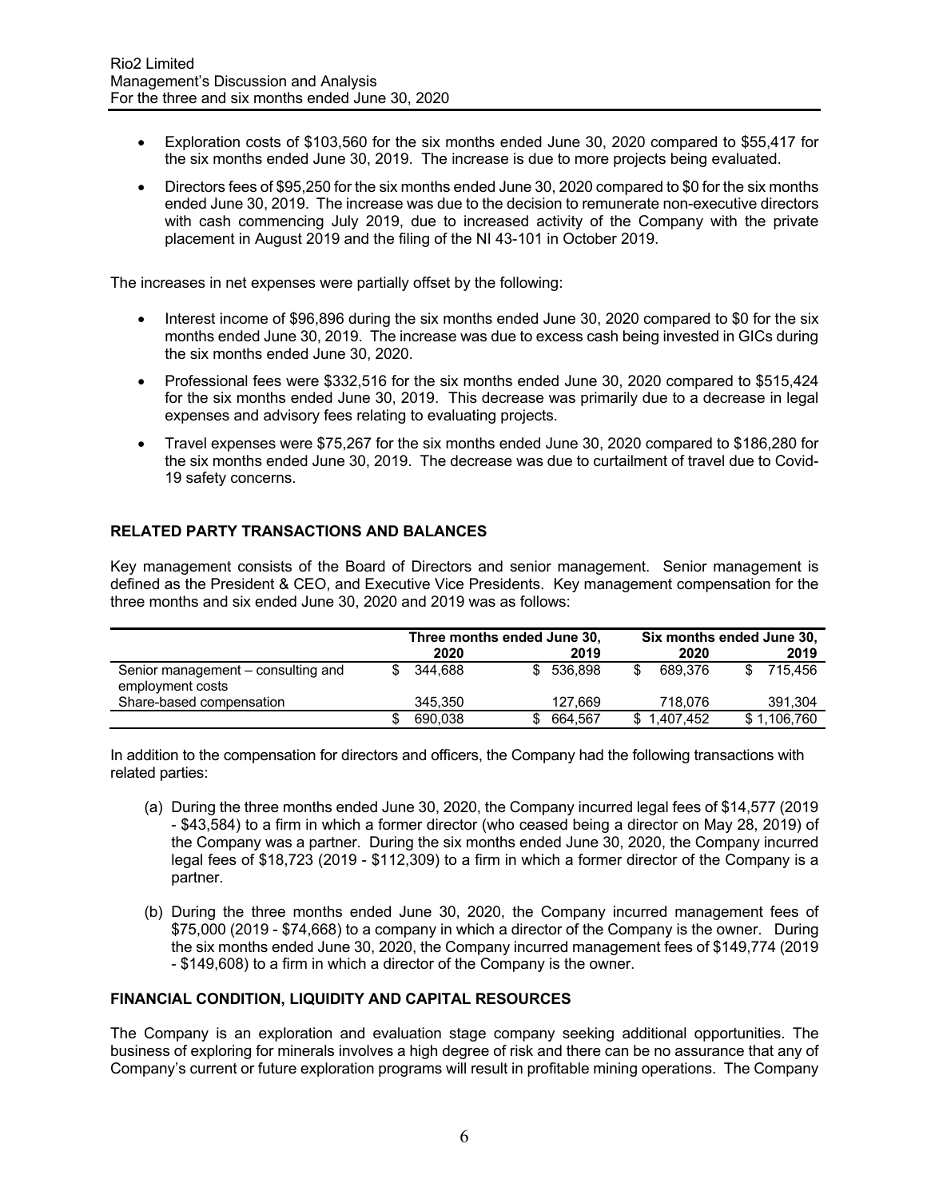- Exploration costs of $103,560 for the six months ended June 30, 2020 compared to $55,417 for the six months ended June 30, 2019. The increase is due to more projects being evaluated.
- Directors fees of $95,250 for the six months ended June 30, 2020 compared to $0 for the six months ended June 30, 2019. The increase was due to the decision to remunerate non-executive directors with cash commencing July 2019, due to increased activity of the Company with the private placement in August 2019 and the filing of the NI 43-101 in October 2019.

The increases in net expenses were partially offset by the following:

- Interest income of $96,896 during the six months ended June 30, 2020 compared to $0 for the six months ended June 30, 2019. The increase was due to excess cash being invested in GICs during the six months ended June 30, 2020.
- Professional fees were $332,516 for the six months ended June 30, 2020 compared to $515,424 for the six months ended June 30, 2019. This decrease was primarily due to a decrease in legal expenses and advisory fees relating to evaluating projects.
- Travel expenses were $75,267 for the six months ended June 30, 2020 compared to $186,280 for the six months ended June 30, 2019. The decrease was due to curtailment of travel due to Covid-19 safety concerns.

## RELATED PARTY TRANSACTIONS AND BALANCES

Key management consists of the Board of Directors and senior management. Senior management is defined as the President & CEO, and Executive Vice Presidents. Key management compensation for the three months and six ended June 30, 2020 and 2019 was as follows:

| | Three months ended June 30, | | Six months ended June 30, | |
|---|---|---|---|---|
| | 2020 | 2019 | 2020 | 2019 |
| Senior management – consulting and employment costs | $ 344,688 | $ 536,898 | $ 689,376 | $ 715,456 |
| Share-based compensation | 345,350 | 127,669 | 718,076 | 391,304 |
| | $ 690,038 | $ 664,567 | $ 1,407,452 | $ 1,106,760 |

In addition to the compensation for directors and officers, the Company had the following transactions with related parties:

(a) During the three months ended June 30, 2020, the Company incurred legal fees of $14,577 (2019 - $43,584) to a firm in which a former director (who ceased being a director on May 28, 2019) of the Company was a partner. During the six months ended June 30, 2020, the Company incurred legal fees of $18,723 (2019 - $112,309) to a firm in which a former director of the Company is a partner.

(b) During the three months ended June 30, 2020, the Company incurred management fees of $75,000 (2019 - $74,668) to a company in which a director of the Company is the owner. During the six months ended June 30, 2020, the Company incurred management fees of $149,774 (2019 - $149,608) to a firm in which a director of the Company is the owner.

## FINANCIAL CONDITION, LIQUIDITY AND CAPITAL RESOURCES

The Company is an exploration and evaluation stage company seeking additional opportunities. The business of exploring for minerals involves a high degree of risk and there can be no assurance that any of Company's current or future exploration programs will result in profitable mining operations. The Company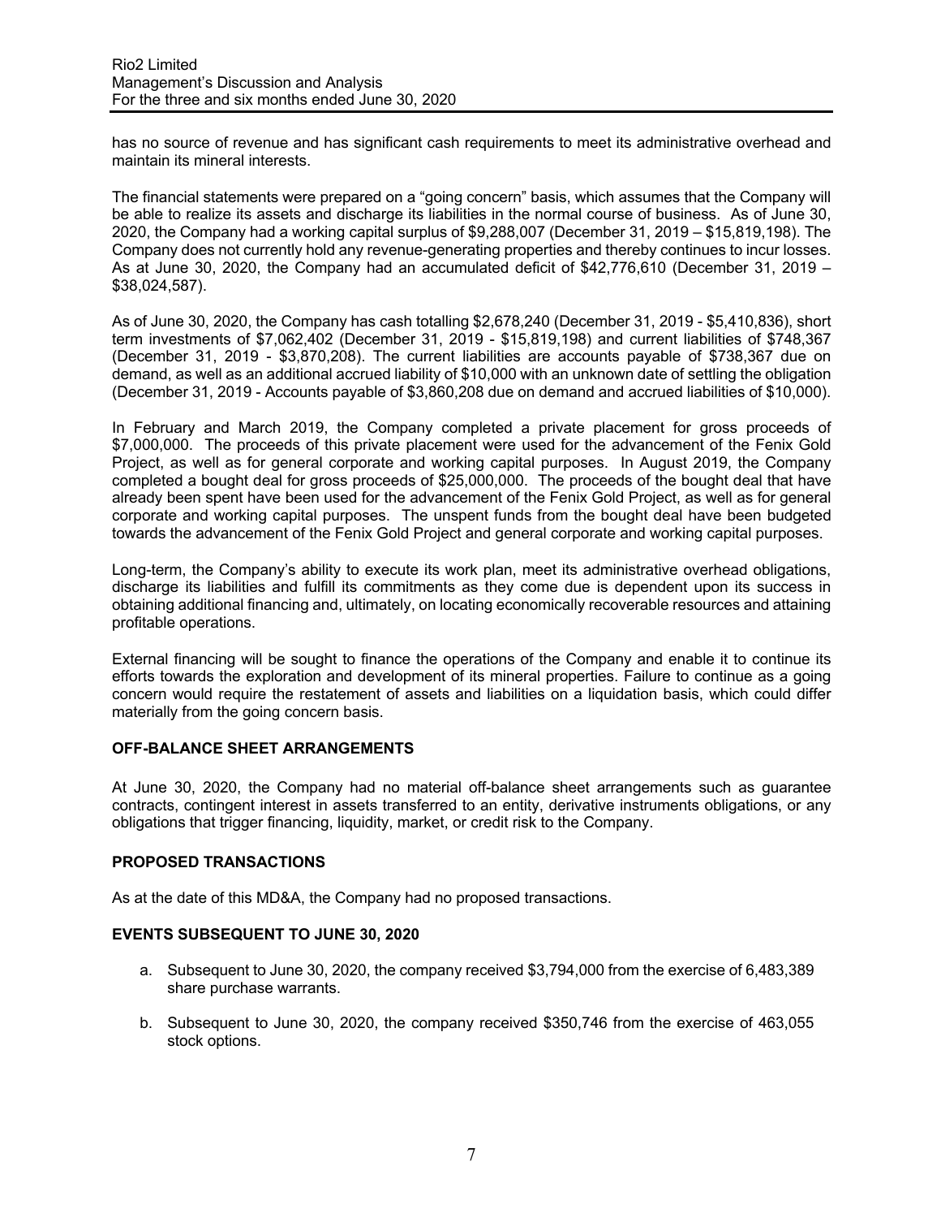has no source of revenue and has significant cash requirements to meet its administrative overhead and maintain its mineral interests.

The financial statements were prepared on a "going concern" basis, which assumes that the Company will be able to realize its assets and discharge its liabilities in the normal course of business. As of June 30, 2020, the Company had a working capital surplus of $9,288,007 (December 31, 2019 – $15,819,198). The Company does not currently hold any revenue-generating properties and thereby continues to incur losses. As at June 30, 2020, the Company had an accumulated deficit of $42,776,610 (December 31, 2019 – $38,024,587).

As of June 30, 2020, the Company has cash totalling $2,678,240 (December 31, 2019 - $5,410,836), short term investments of $7,062,402 (December 31, 2019 - $15,819,198) and current liabilities of $748,367 (December 31, 2019 - $3,870,208). The current liabilities are accounts payable of $738,367 due on demand, as well as an additional accrued liability of $10,000 with an unknown date of settling the obligation (December 31, 2019 - Accounts payable of $3,860,208 due on demand and accrued liabilities of $10,000).

In February and March 2019, the Company completed a private placement for gross proceeds of $7,000,000. The proceeds of this private placement were used for the advancement of the Fenix Gold Project, as well as for general corporate and working capital purposes. In August 2019, the Company completed a bought deal for gross proceeds of $25,000,000. The proceeds of the bought deal that have already been spent have been used for the advancement of the Fenix Gold Project, as well as for general corporate and working capital purposes. The unspent funds from the bought deal have been budgeted towards the advancement of the Fenix Gold Project and general corporate and working capital purposes.

Long-term, the Company's ability to execute its work plan, meet its administrative overhead obligations, discharge its liabilities and fulfill its commitments as they come due is dependent upon its success in obtaining additional financing and, ultimately, on locating economically recoverable resources and attaining profitable operations.

External financing will be sought to finance the operations of the Company and enable it to continue its efforts towards the exploration and development of its mineral properties. Failure to continue as a going concern would require the restatement of assets and liabilities on a liquidation basis, which could differ materially from the going concern basis.

## OFF-BALANCE SHEET ARRANGEMENTS

At June 30, 2020, the Company had no material off-balance sheet arrangements such as guarantee contracts, contingent interest in assets transferred to an entity, derivative instruments obligations, or any obligations that trigger financing, liquidity, market, or credit risk to the Company.

## PROPOSED TRANSACTIONS

As at the date of this MD&A, the Company had no proposed transactions.

## EVENTS SUBSEQUENT TO JUNE 30, 2020

a. Subsequent to June 30, 2020, the company received $3,794,000 from the exercise of 6,483,389 share purchase warrants.

b. Subsequent to June 30, 2020, the company received $350,746 from the exercise of 463,055 stock options.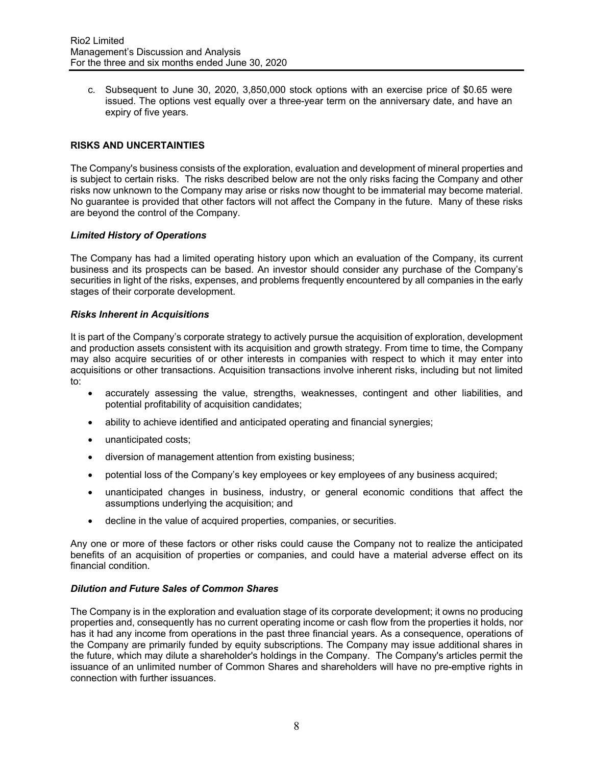c. Subsequent to June 30, 2020, 3,850,000 stock options with an exercise price of $0.65 were issued. The options vest equally over a three-year term on the anniversary date, and have an expiry of five years.

## RISKS AND UNCERTAINTIES

The Company's business consists of the exploration, evaluation and development of mineral properties and is subject to certain risks. The risks described below are not the only risks facing the Company and other risks now unknown to the Company may arise or risks now thought to be immaterial may become material. No guarantee is provided that other factors will not affect the Company in the future. Many of these risks are beyond the control of the Company.

### *Limited History of Operations*

The Company has had a limited operating history upon which an evaluation of the Company, its current business and its prospects can be based. An investor should consider any purchase of the Company's securities in light of the risks, expenses, and problems frequently encountered by all companies in the early stages of their corporate development.

### *Risks Inherent in Acquisitions*

It is part of the Company's corporate strategy to actively pursue the acquisition of exploration, development and production assets consistent with its acquisition and growth strategy. From time to time, the Company may also acquire securities of or other interests in companies with respect to which it may enter into acquisitions or other transactions. Acquisition transactions involve inherent risks, including but not limited to:

- accurately assessing the value, strengths, weaknesses, contingent and other liabilities, and potential profitability of acquisition candidates;
- ability to achieve identified and anticipated operating and financial synergies;
- unanticipated costs;
- diversion of management attention from existing business;
- potential loss of the Company's key employees or key employees of any business acquired;
- unanticipated changes in business, industry, or general economic conditions that affect the assumptions underlying the acquisition; and
- decline in the value of acquired properties, companies, or securities.

Any one or more of these factors or other risks could cause the Company not to realize the anticipated benefits of an acquisition of properties or companies, and could have a material adverse effect on its financial condition.

### *Dilution and Future Sales of Common Shares*

The Company is in the exploration and evaluation stage of its corporate development; it owns no producing properties and, consequently has no current operating income or cash flow from the properties it holds, nor has it had any income from operations in the past three financial years. As a consequence, operations of the Company are primarily funded by equity subscriptions. The Company may issue additional shares in the future, which may dilute a shareholder's holdings in the Company. The Company's articles permit the issuance of an unlimited number of Common Shares and shareholders will have no pre-emptive rights in connection with further issuances.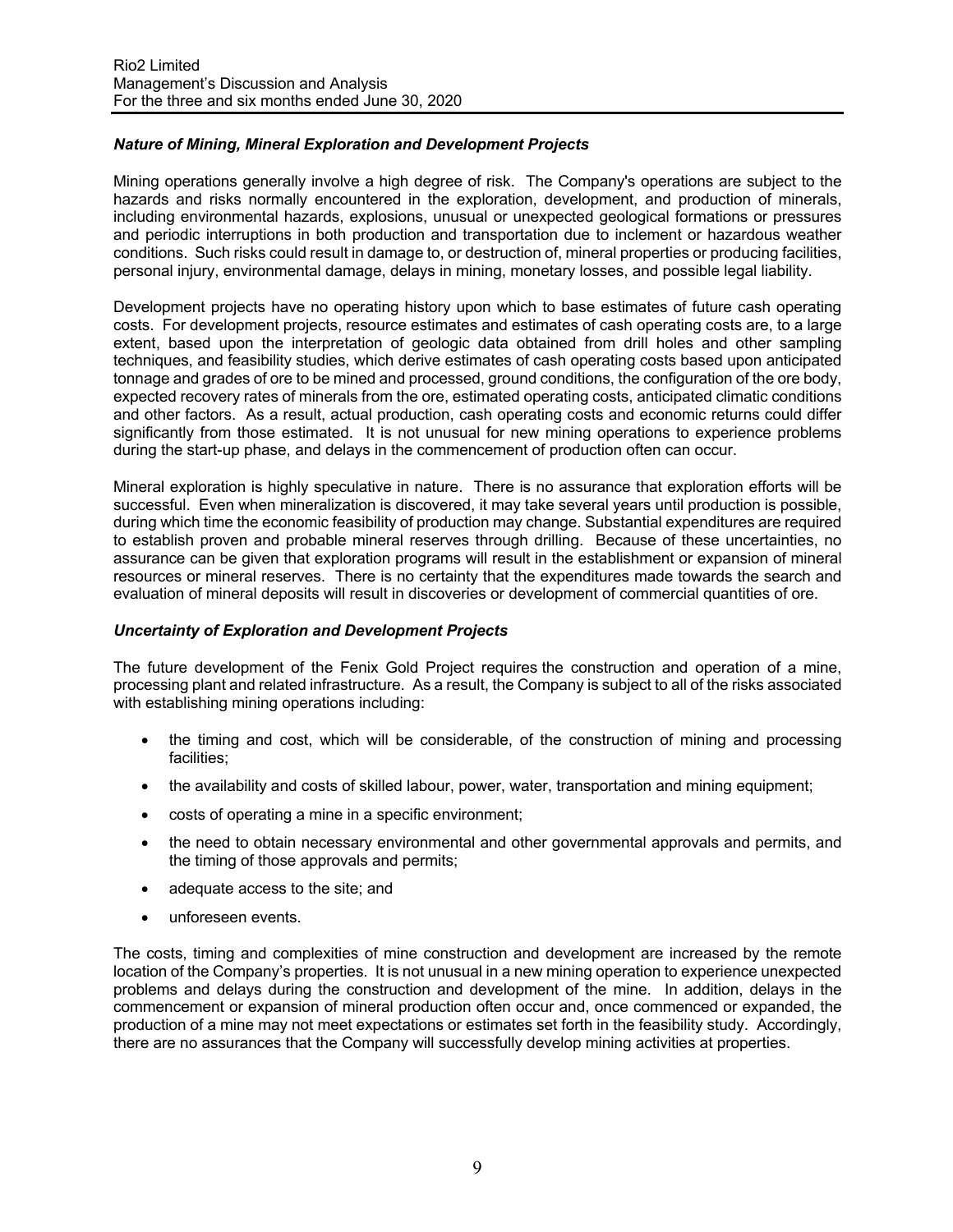### *Nature of Mining, Mineral Exploration and Development Projects*

Mining operations generally involve a high degree of risk. The Company's operations are subject to the hazards and risks normally encountered in the exploration, development, and production of minerals, including environmental hazards, explosions, unusual or unexpected geological formations or pressures and periodic interruptions in both production and transportation due to inclement or hazardous weather conditions. Such risks could result in damage to, or destruction of, mineral properties or producing facilities, personal injury, environmental damage, delays in mining, monetary losses, and possible legal liability.

Development projects have no operating history upon which to base estimates of future cash operating costs. For development projects, resource estimates and estimates of cash operating costs are, to a large extent, based upon the interpretation of geologic data obtained from drill holes and other sampling techniques, and feasibility studies, which derive estimates of cash operating costs based upon anticipated tonnage and grades of ore to be mined and processed, ground conditions, the configuration of the ore body, expected recovery rates of minerals from the ore, estimated operating costs, anticipated climatic conditions and other factors. As a result, actual production, cash operating costs and economic returns could differ significantly from those estimated. It is not unusual for new mining operations to experience problems during the start-up phase, and delays in the commencement of production often can occur.

Mineral exploration is highly speculative in nature. There is no assurance that exploration efforts will be successful. Even when mineralization is discovered, it may take several years until production is possible, during which time the economic feasibility of production may change. Substantial expenditures are required to establish proven and probable mineral reserves through drilling. Because of these uncertainties, no assurance can be given that exploration programs will result in the establishment or expansion of mineral resources or mineral reserves. There is no certainty that the expenditures made towards the search and evaluation of mineral deposits will result in discoveries or development of commercial quantities of ore.

### *Uncertainty of Exploration and Development Projects*

The future development of the Fenix Gold Project requires the construction and operation of a mine, processing plant and related infrastructure. As a result, the Company is subject to all of the risks associated with establishing mining operations including:

- the timing and cost, which will be considerable, of the construction of mining and processing facilities;
- the availability and costs of skilled labour, power, water, transportation and mining equipment;
- costs of operating a mine in a specific environment;
- the need to obtain necessary environmental and other governmental approvals and permits, and the timing of those approvals and permits;
- adequate access to the site; and
- unforeseen events.

The costs, timing and complexities of mine construction and development are increased by the remote location of the Company's properties. It is not unusual in a new mining operation to experience unexpected problems and delays during the construction and development of the mine. In addition, delays in the commencement or expansion of mineral production often occur and, once commenced or expanded, the production of a mine may not meet expectations or estimates set forth in the feasibility study. Accordingly, there are no assurances that the Company will successfully develop mining activities at properties.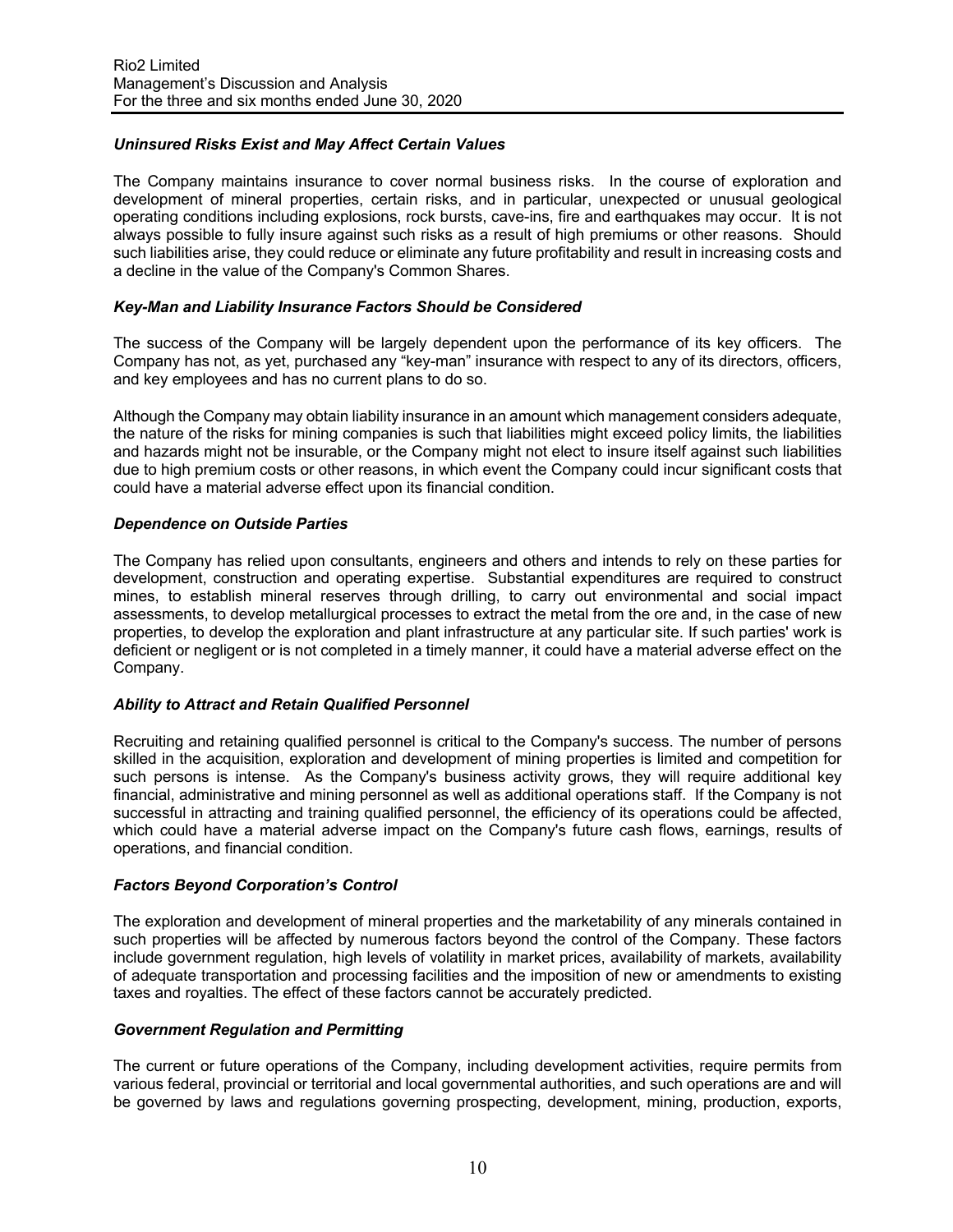### *Uninsured Risks Exist and May Affect Certain Values*

The Company maintains insurance to cover normal business risks. In the course of exploration and development of mineral properties, certain risks, and in particular, unexpected or unusual geological operating conditions including explosions, rock bursts, cave-ins, fire and earthquakes may occur. It is not always possible to fully insure against such risks as a result of high premiums or other reasons. Should such liabilities arise, they could reduce or eliminate any future profitability and result in increasing costs and a decline in the value of the Company's Common Shares.

### *Key-Man and Liability Insurance Factors Should be Considered*

The success of the Company will be largely dependent upon the performance of its key officers. The Company has not, as yet, purchased any "key-man" insurance with respect to any of its directors, officers, and key employees and has no current plans to do so.

Although the Company may obtain liability insurance in an amount which management considers adequate, the nature of the risks for mining companies is such that liabilities might exceed policy limits, the liabilities and hazards might not be insurable, or the Company might not elect to insure itself against such liabilities due to high premium costs or other reasons, in which event the Company could incur significant costs that could have a material adverse effect upon its financial condition.

### *Dependence on Outside Parties*

The Company has relied upon consultants, engineers and others and intends to rely on these parties for development, construction and operating expertise. Substantial expenditures are required to construct mines, to establish mineral reserves through drilling, to carry out environmental and social impact assessments, to develop metallurgical processes to extract the metal from the ore and, in the case of new properties, to develop the exploration and plant infrastructure at any particular site. If such parties' work is deficient or negligent or is not completed in a timely manner, it could have a material adverse effect on the Company.

### *Ability to Attract and Retain Qualified Personnel*

Recruiting and retaining qualified personnel is critical to the Company's success. The number of persons skilled in the acquisition, exploration and development of mining properties is limited and competition for such persons is intense. As the Company's business activity grows, they will require additional key financial, administrative and mining personnel as well as additional operations staff. If the Company is not successful in attracting and training qualified personnel, the efficiency of its operations could be affected, which could have a material adverse impact on the Company's future cash flows, earnings, results of operations, and financial condition.

### *Factors Beyond Corporation's Control*

The exploration and development of mineral properties and the marketability of any minerals contained in such properties will be affected by numerous factors beyond the control of the Company. These factors include government regulation, high levels of volatility in market prices, availability of markets, availability of adequate transportation and processing facilities and the imposition of new or amendments to existing taxes and royalties. The effect of these factors cannot be accurately predicted.

### *Government Regulation and Permitting*

The current or future operations of the Company, including development activities, require permits from various federal, provincial or territorial and local governmental authorities, and such operations are and will be governed by laws and regulations governing prospecting, development, mining, production, exports,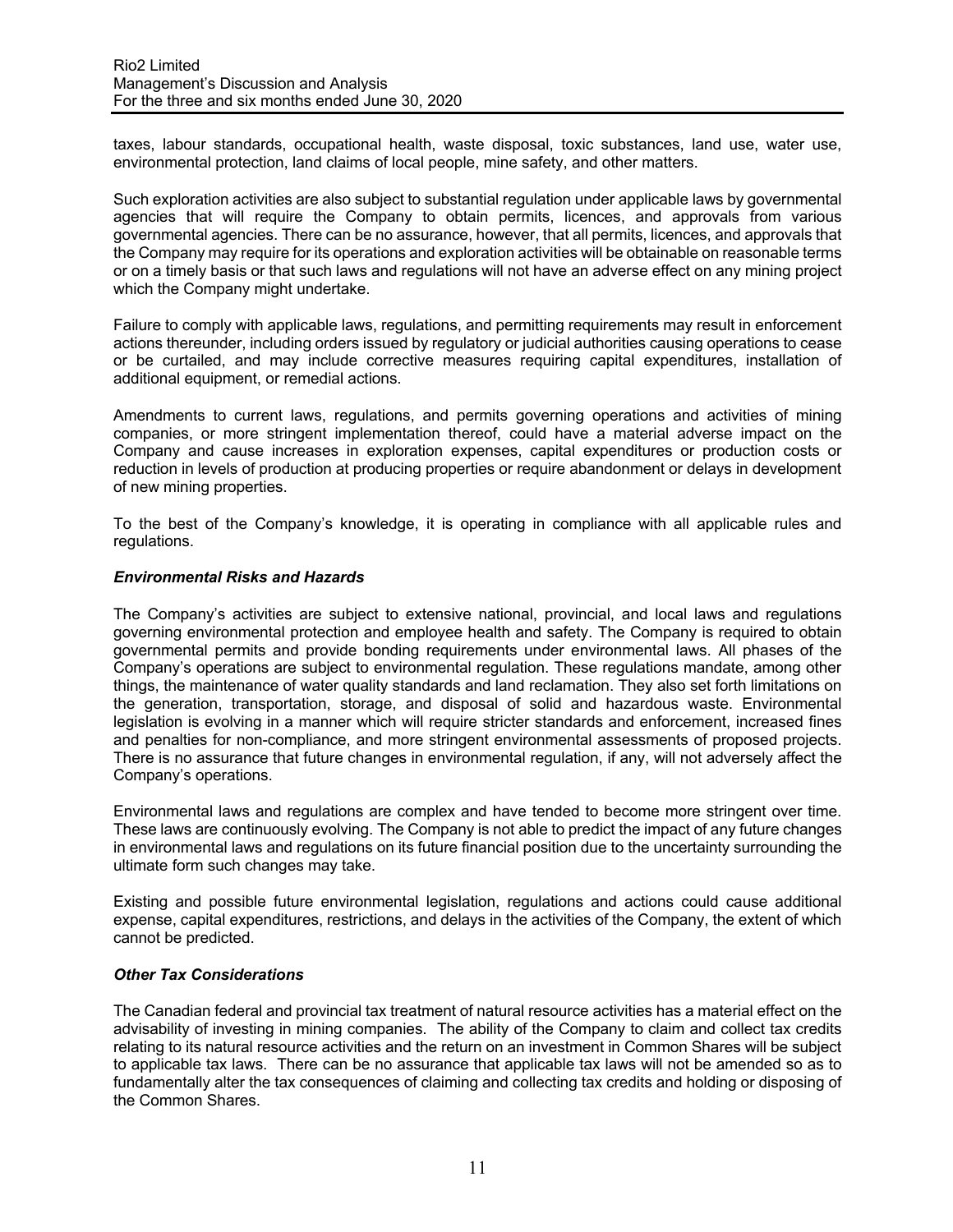taxes, labour standards, occupational health, waste disposal, toxic substances, land use, water use, environmental protection, land claims of local people, mine safety, and other matters.

Such exploration activities are also subject to substantial regulation under applicable laws by governmental agencies that will require the Company to obtain permits, licences, and approvals from various governmental agencies. There can be no assurance, however, that all permits, licences, and approvals that the Company may require for its operations and exploration activities will be obtainable on reasonable terms or on a timely basis or that such laws and regulations will not have an adverse effect on any mining project which the Company might undertake.

Failure to comply with applicable laws, regulations, and permitting requirements may result in enforcement actions thereunder, including orders issued by regulatory or judicial authorities causing operations to cease or be curtailed, and may include corrective measures requiring capital expenditures, installation of additional equipment, or remedial actions.

Amendments to current laws, regulations, and permits governing operations and activities of mining companies, or more stringent implementation thereof, could have a material adverse impact on the Company and cause increases in exploration expenses, capital expenditures or production costs or reduction in levels of production at producing properties or require abandonment or delays in development of new mining properties.

To the best of the Company's knowledge, it is operating in compliance with all applicable rules and regulations.

### *Environmental Risks and Hazards*

The Company's activities are subject to extensive national, provincial, and local laws and regulations governing environmental protection and employee health and safety. The Company is required to obtain governmental permits and provide bonding requirements under environmental laws. All phases of the Company's operations are subject to environmental regulation. These regulations mandate, among other things, the maintenance of water quality standards and land reclamation. They also set forth limitations on the generation, transportation, storage, and disposal of solid and hazardous waste. Environmental legislation is evolving in a manner which will require stricter standards and enforcement, increased fines and penalties for non-compliance, and more stringent environmental assessments of proposed projects. There is no assurance that future changes in environmental regulation, if any, will not adversely affect the Company's operations.

Environmental laws and regulations are complex and have tended to become more stringent over time. These laws are continuously evolving. The Company is not able to predict the impact of any future changes in environmental laws and regulations on its future financial position due to the uncertainty surrounding the ultimate form such changes may take.

Existing and possible future environmental legislation, regulations and actions could cause additional expense, capital expenditures, restrictions, and delays in the activities of the Company, the extent of which cannot be predicted.

### *Other Tax Considerations*

The Canadian federal and provincial tax treatment of natural resource activities has a material effect on the advisability of investing in mining companies. The ability of the Company to claim and collect tax credits relating to its natural resource activities and the return on an investment in Common Shares will be subject to applicable tax laws. There can be no assurance that applicable tax laws will not be amended so as to fundamentally alter the tax consequences of claiming and collecting tax credits and holding or disposing of the Common Shares.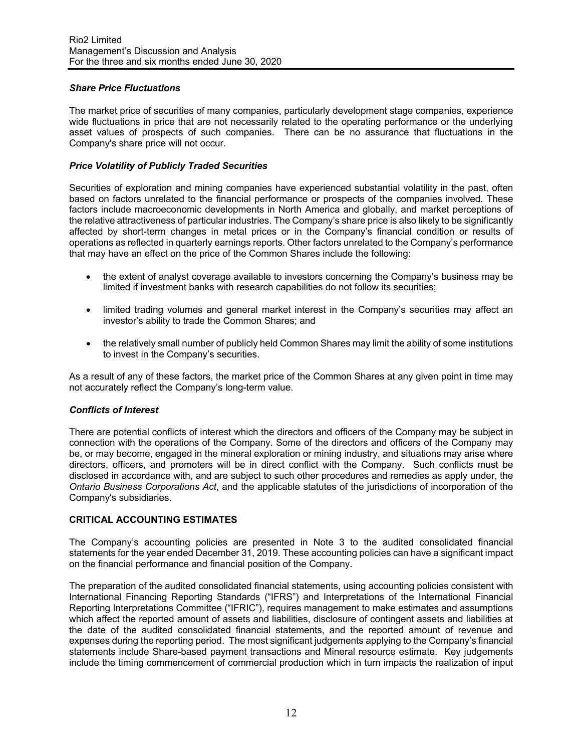### *Share Price Fluctuations*

The market price of securities of many companies, particularly development stage companies, experience wide fluctuations in price that are not necessarily related to the operating performance or the underlying asset values of prospects of such companies. There can be no assurance that fluctuations in the Company's share price will not occur.

### *Price Volatility of Publicly Traded Securities*

Securities of exploration and mining companies have experienced substantial volatility in the past, often based on factors unrelated to the financial performance or prospects of the companies involved. These factors include macroeconomic developments in North America and globally, and market perceptions of the relative attractiveness of particular industries. The Company's share price is also likely to be significantly affected by short-term changes in metal prices or in the Company's financial condition or results of operations as reflected in quarterly earnings reports. Other factors unrelated to the Company's performance that may have an effect on the price of the Common Shares include the following:

- the extent of analyst coverage available to investors concerning the Company's business may be limited if investment banks with research capabilities do not follow its securities;
- limited trading volumes and general market interest in the Company's securities may affect an investor's ability to trade the Common Shares; and
- the relatively small number of publicly held Common Shares may limit the ability of some institutions to invest in the Company's securities.

As a result of any of these factors, the market price of the Common Shares at any given point in time may not accurately reflect the Company's long-term value.

### *Conflicts of Interest*

There are potential conflicts of interest which the directors and officers of the Company may be subject in connection with the operations of the Company. Some of the directors and officers of the Company may be, or may become, engaged in the mineral exploration or mining industry, and situations may arise where directors, officers, and promoters will be in direct conflict with the Company. Such conflicts must be disclosed in accordance with, and are subject to such other procedures and remedies as apply under, the *Ontario Business Corporations Act*, and the applicable statutes of the jurisdictions of incorporation of the Company's subsidiaries.

## CRITICAL ACCOUNTING ESTIMATES

The Company's accounting policies are presented in Note 3 to the audited consolidated financial statements for the year ended December 31, 2019. These accounting policies can have a significant impact on the financial performance and financial position of the Company.

The preparation of the audited consolidated financial statements, using accounting policies consistent with International Financing Reporting Standards ("IFRS") and Interpretations of the International Financial Reporting Interpretations Committee ("IFRIC"), requires management to make estimates and assumptions which affect the reported amount of assets and liabilities, disclosure of contingent assets and liabilities at the date of the audited consolidated financial statements, and the reported amount of revenue and expenses during the reporting period. The most significant judgements applying to the Company's financial statements include Share-based payment transactions and Mineral resource estimate. Key judgements include the timing commencement of commercial production which in turn impacts the realization of input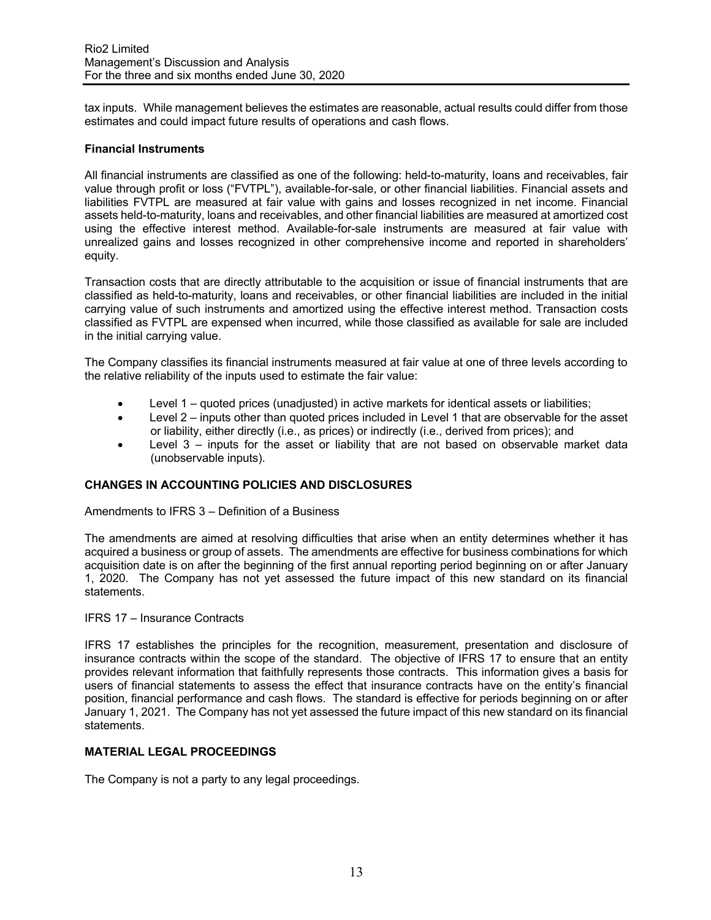tax inputs. While management believes the estimates are reasonable, actual results could differ from those estimates and could impact future results of operations and cash flows.

**Financial Instruments**

All financial instruments are classified as one of the following: held-to-maturity, loans and receivables, fair value through profit or loss ("FVTPL"), available-for-sale, or other financial liabilities. Financial assets and liabilities FVTPL are measured at fair value with gains and losses recognized in net income. Financial assets held-to-maturity, loans and receivables, and other financial liabilities are measured at amortized cost using the effective interest method. Available-for-sale instruments are measured at fair value with unrealized gains and losses recognized in other comprehensive income and reported in shareholders' equity.

Transaction costs that are directly attributable to the acquisition or issue of financial instruments that are classified as held-to-maturity, loans and receivables, or other financial liabilities are included in the initial carrying value of such instruments and amortized using the effective interest method. Transaction costs classified as FVTPL are expensed when incurred, while those classified as available for sale are included in the initial carrying value.

The Company classifies its financial instruments measured at fair value at one of three levels according to the relative reliability of the inputs used to estimate the fair value:

- Level 1 – quoted prices (unadjusted) in active markets for identical assets or liabilities;
- Level 2 – inputs other than quoted prices included in Level 1 that are observable for the asset or liability, either directly (i.e., as prices) or indirectly (i.e., derived from prices); and
- Level 3 – inputs for the asset or liability that are not based on observable market data (unobservable inputs).

## CHANGES IN ACCOUNTING POLICIES AND DISCLOSURES

Amendments to IFRS 3 – Definition of a Business

The amendments are aimed at resolving difficulties that arise when an entity determines whether it has acquired a business or group of assets. The amendments are effective for business combinations for which acquisition date is on after the beginning of the first annual reporting period beginning on or after January 1, 2020. The Company has not yet assessed the future impact of this new standard on its financial statements.

IFRS 17 – Insurance Contracts

IFRS 17 establishes the principles for the recognition, measurement, presentation and disclosure of insurance contracts within the scope of the standard. The objective of IFRS 17 to ensure that an entity provides relevant information that faithfully represents those contracts. This information gives a basis for users of financial statements to assess the effect that insurance contracts have on the entity's financial position, financial performance and cash flows. The standard is effective for periods beginning on or after January 1, 2021. The Company has not yet assessed the future impact of this new standard on its financial statements.

## MATERIAL LEGAL PROCEEDINGS

The Company is not a party to any legal proceedings.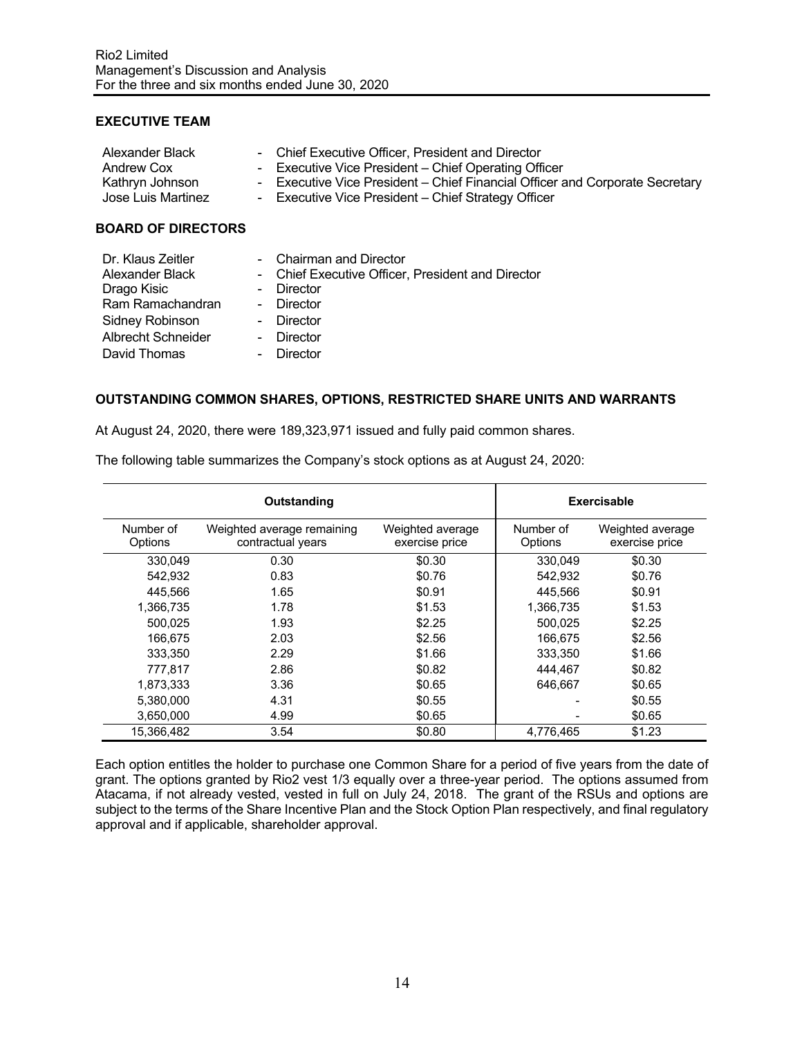## EXECUTIVE TEAM

| | |
|---|---|
| Alexander Black | - Chief Executive Officer, President and Director |
| Andrew Cox | - Executive Vice President – Chief Operating Officer |
| Kathryn Johnson | - Executive Vice President – Chief Financial Officer and Corporate Secretary |
| Jose Luis Martinez | - Executive Vice President – Chief Strategy Officer |

## BOARD OF DIRECTORS

| | |
|---|---|
| Dr. Klaus Zeitler | - Chairman and Director |
| Alexander Black | - Chief Executive Officer, President and Director |
| Drago Kisic | - Director |
| Ram Ramachandran | - Director |
| Sidney Robinson | - Director |
| Albrecht Schneider | - Director |
| David Thomas | - Director |

## OUTSTANDING COMMON SHARES, OPTIONS, RESTRICTED SHARE UNITS AND WARRANTS

At August 24, 2020, there were 189,323,971 issued and fully paid common shares.

The following table summarizes the Company's stock options as at August 24, 2020:

| Outstanding | | | Exercisable | |
|---|---|---|---|---|
| Number of Options | Weighted average remaining contractual years | Weighted average exercise price | Number of Options | Weighted average exercise price |
| 330,049 | 0.30 | $0.30 | 330,049 | $0.30 |
| 542,932 | 0.83 | $0.76 | 542,932 | $0.76 |
| 445,566 | 1.65 | $0.91 | 445,566 | $0.91 |
| 1,366,735 | 1.78 | $1.53 | 1,366,735 | $1.53 |
| 500,025 | 1.93 | $2.25 | 500,025 | $2.25 |
| 166,675 | 2.03 | $2.56 | 166,675 | $2.56 |
| 333,350 | 2.29 | $1.66 | 333,350 | $1.66 |
| 777,817 | 2.86 | $0.82 | 444,467 | $0.82 |
| 1,873,333 | 3.36 | $0.65 | 646,667 | $0.65 |
| 5,380,000 | 4.31 | $0.55 | - | $0.55 |
| 3,650,000 | 4.99 | $0.65 | - | $0.65 |
| 15,366,482 | 3.54 | $0.80 | 4,776,465 | $1.23 |

Each option entitles the holder to purchase one Common Share for a period of five years from the date of grant. The options granted by Rio2 vest 1/3 equally over a three-year period. The options assumed from Atacama, if not already vested, vested in full on July 24, 2018. The grant of the RSUs and options are subject to the terms of the Share Incentive Plan and the Stock Option Plan respectively, and final regulatory approval and if applicable, shareholder approval.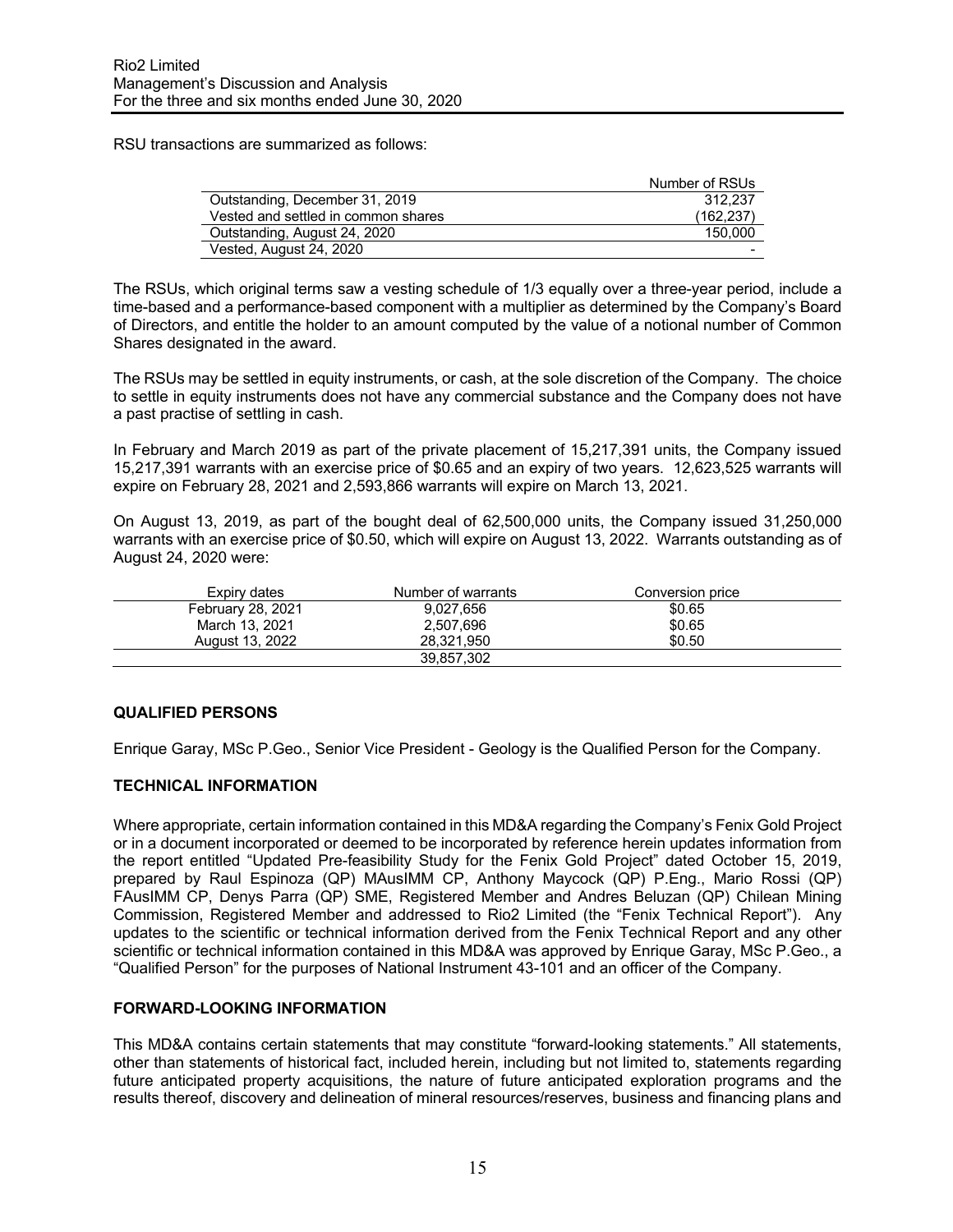RSU transactions are summarized as follows:

| | Number of RSUs |
|---|---|
| Outstanding, December 31, 2019 | 312,237 |
| Vested and settled in common shares | (162,237) |
| Outstanding, August 24, 2020 | 150,000 |
| Vested, August 24, 2020 | - |

The RSUs, which original terms saw a vesting schedule of 1/3 equally over a three-year period, include a time-based and a performance-based component with a multiplier as determined by the Company's Board of Directors, and entitle the holder to an amount computed by the value of a notional number of Common Shares designated in the award.

The RSUs may be settled in equity instruments, or cash, at the sole discretion of the Company. The choice to settle in equity instruments does not have any commercial substance and the Company does not have a past practise of settling in cash.

In February and March 2019 as part of the private placement of 15,217,391 units, the Company issued 15,217,391 warrants with an exercise price of $0.65 and an expiry of two years. 12,623,525 warrants will expire on February 28, 2021 and 2,593,866 warrants will expire on March 13, 2021.

On August 13, 2019, as part of the bought deal of 62,500,000 units, the Company issued 31,250,000 warrants with an exercise price of $0.50, which will expire on August 13, 2022. Warrants outstanding as of August 24, 2020 were:

| Expiry dates | Number of warrants | Conversion price |
|---|---|---|
| February 28, 2021 | 9,027,656 | $0.65 |
| March 13, 2021 | 2,507,696 | $0.65 |
| August 13, 2022 | 28,321,950 | $0.50 |
| | 39,857,302 | |

## QUALIFIED PERSONS

Enrique Garay, MSc P.Geo., Senior Vice President - Geology is the Qualified Person for the Company.

## TECHNICAL INFORMATION

Where appropriate, certain information contained in this MD&A regarding the Company's Fenix Gold Project or in a document incorporated or deemed to be incorporated by reference herein updates information from the report entitled "Updated Pre-feasibility Study for the Fenix Gold Project" dated October 15, 2019, prepared by Raul Espinoza (QP) MAusIMM CP, Anthony Maycock (QP) P.Eng., Mario Rossi (QP) FAusIMM CP, Denys Parra (QP) SME, Registered Member and Andres Beluzan (QP) Chilean Mining Commission, Registered Member and addressed to Rio2 Limited (the "Fenix Technical Report"). Any updates to the scientific or technical information derived from the Fenix Technical Report and any other scientific or technical information contained in this MD&A was approved by Enrique Garay, MSc P.Geo., a "Qualified Person" for the purposes of National Instrument 43-101 and an officer of the Company.

## FORWARD-LOOKING INFORMATION

This MD&A contains certain statements that may constitute "forward-looking statements." All statements, other than statements of historical fact, included herein, including but not limited to, statements regarding future anticipated property acquisitions, the nature of future anticipated exploration programs and the results thereof, discovery and delineation of mineral resources/reserves, business and financing plans and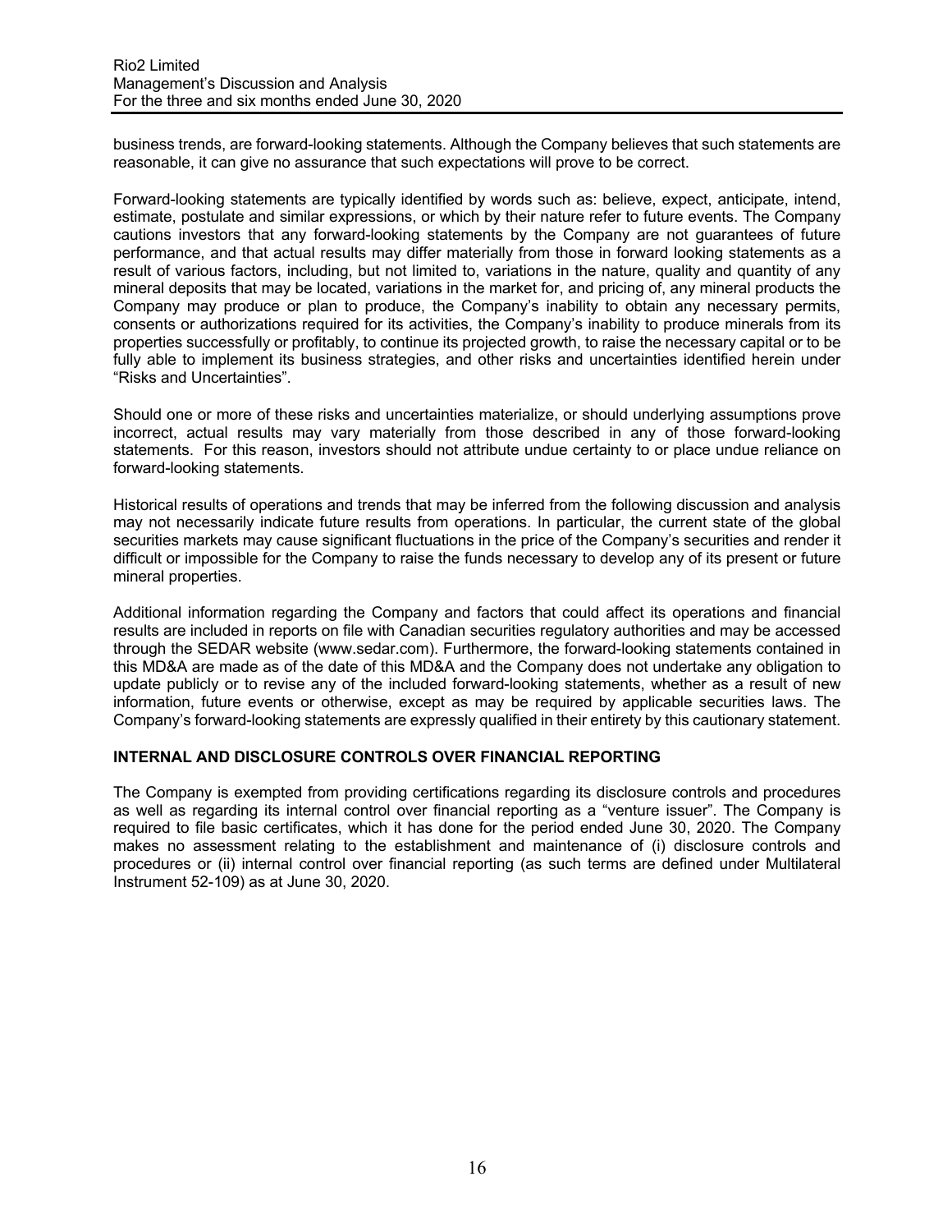business trends, are forward-looking statements. Although the Company believes that such statements are reasonable, it can give no assurance that such expectations will prove to be correct.

Forward-looking statements are typically identified by words such as: believe, expect, anticipate, intend, estimate, postulate and similar expressions, or which by their nature refer to future events. The Company cautions investors that any forward-looking statements by the Company are not guarantees of future performance, and that actual results may differ materially from those in forward looking statements as a result of various factors, including, but not limited to, variations in the nature, quality and quantity of any mineral deposits that may be located, variations in the market for, and pricing of, any mineral products the Company may produce or plan to produce, the Company's inability to obtain any necessary permits, consents or authorizations required for its activities, the Company's inability to produce minerals from its properties successfully or profitably, to continue its projected growth, to raise the necessary capital or to be fully able to implement its business strategies, and other risks and uncertainties identified herein under "Risks and Uncertainties".

Should one or more of these risks and uncertainties materialize, or should underlying assumptions prove incorrect, actual results may vary materially from those described in any of those forward-looking statements. For this reason, investors should not attribute undue certainty to or place undue reliance on forward-looking statements.

Historical results of operations and trends that may be inferred from the following discussion and analysis may not necessarily indicate future results from operations. In particular, the current state of the global securities markets may cause significant fluctuations in the price of the Company's securities and render it difficult or impossible for the Company to raise the funds necessary to develop any of its present or future mineral properties.

Additional information regarding the Company and factors that could affect its operations and financial results are included in reports on file with Canadian securities regulatory authorities and may be accessed through the SEDAR website (www.sedar.com). Furthermore, the forward-looking statements contained in this MD&A are made as of the date of this MD&A and the Company does not undertake any obligation to update publicly or to revise any of the included forward-looking statements, whether as a result of new information, future events or otherwise, except as may be required by applicable securities laws. The Company's forward-looking statements are expressly qualified in their entirety by this cautionary statement.

## INTERNAL AND DISCLOSURE CONTROLS OVER FINANCIAL REPORTING

The Company is exempted from providing certifications regarding its disclosure controls and procedures as well as regarding its internal control over financial reporting as a "venture issuer". The Company is required to file basic certificates, which it has done for the period ended June 30, 2020. The Company makes no assessment relating to the establishment and maintenance of (i) disclosure controls and procedures or (ii) internal control over financial reporting (as such terms are defined under Multilateral Instrument 52-109) as at June 30, 2020.